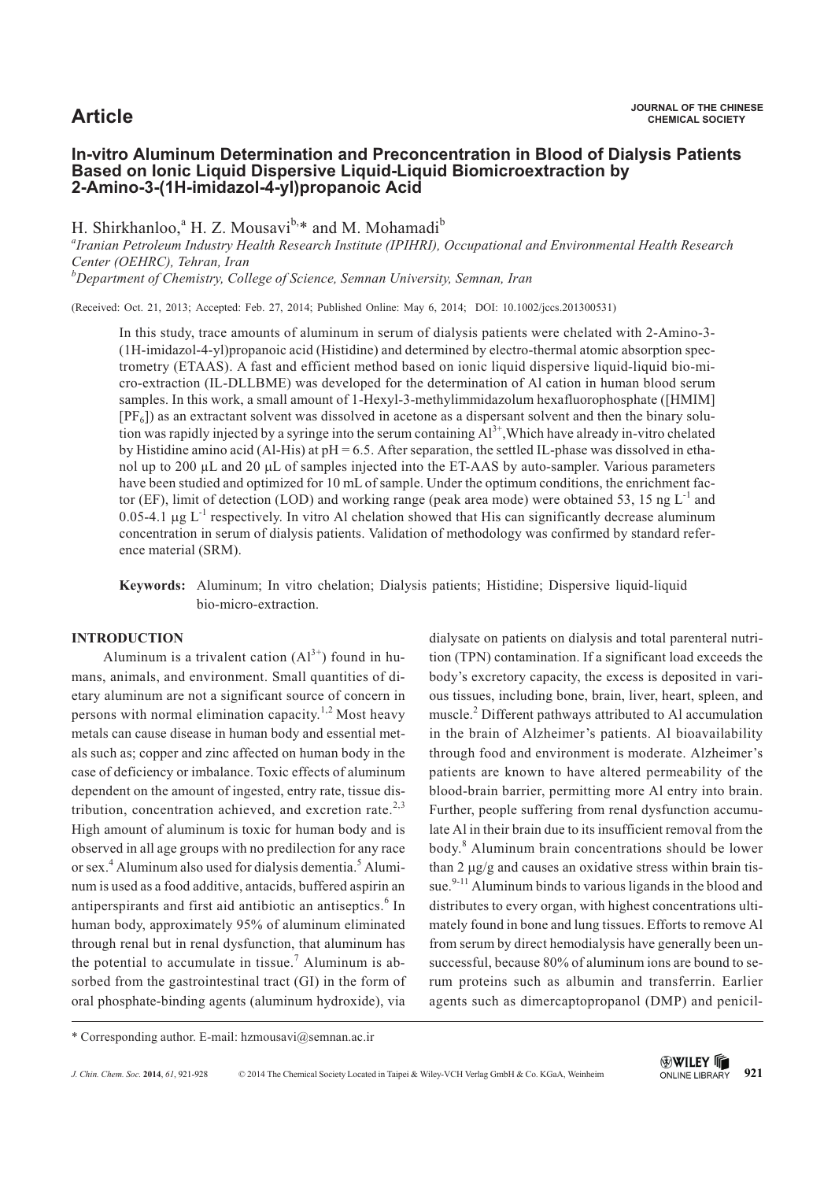**Article**

# In-vitro Aluminum Determination and Preconcentration in Blood of Dialysis Patients Based on Ionic Liquid Dispersive Liquid-Liquid Biomicroextraction by 2-Amino-3-(1H-imidazol-4-yl)propanoic Acid

H. Shirkhanloo,[a] H. Z. Mousavi[b,*] and M. Mohamadi[b]

[a]*Iranian Petroleum Industry Health Research Institute (IPIHRI), Occupational and Environmental Health Research Center (OEHRC), Tehran, Iran*

[b]*Department of Chemistry, College of Science, Semnan University, Semnan, Iran*

(Received: Oct. 21, 2013; Accepted: Feb. 27, 2014; Published Online: May 6, 2014; DOI: 10.1002/jccs.201300531)

In this study, trace amounts of aluminum in serum of dialysis patients were chelated with 2-Amino-3-(1H-imidazol-4-yl)propanoic acid (Histidine) and determined by electro-thermal atomic absorption spectrometry (ETAAS). A fast and efficient method based on ionic liquid dispersive liquid-liquid bio-micro-extraction (IL-DLLBME) was developed for the determination of Al cation in human blood serum samples. In this work, a small amount of 1-Hexyl-3-methylimmidazolum hexafluorophosphate ([HMIM][$PF_6$]) as an extractant solvent was dissolved in acetone as a dispersant solvent and then the binary solution was rapidly injected by a syringe into the serum containing $Al^{3+}$,Which have already in-vitro chelated by Histidine amino acid (Al-His) at pH = 6.5. After separation, the settled IL-phase was dissolved in ethanol up to 200 μL and 20 μL of samples injected into the ET-AAS by auto-sampler. Various parameters have been studied and optimized for 10 mL of sample. Under the optimum conditions, the enrichment factor (EF), limit of detection (LOD) and working range (peak area mode) were obtained 53, 15 ng $L^{-1}$ and 0.05-4.1 μg $L^{-1}$ respectively. In vitro Al chelation showed that His can significantly decrease aluminum concentration in serum of dialysis patients. Validation of methodology was confirmed by standard reference material (SRM).

**Keywords:** Aluminum; In vitro chelation; Dialysis patients; Histidine; Dispersive liquid-liquid bio-micro-extraction.

## INTRODUCTION

Aluminum is a trivalent cation ($Al^{3+}$) found in humans, animals, and environment. Small quantities of dietary aluminum are not a significant source of concern in persons with normal elimination capacity.[1,2] Most heavy metals can cause disease in human body and essential metals such as; copper and zinc affected on human body in the case of deficiency or imbalance. Toxic effects of aluminum dependent on the amount of ingested, entry rate, tissue distribution, concentration achieved, and excretion rate.[2,3] High amount of aluminum is toxic for human body and is observed in all age groups with no predilection for any race or sex.[4] Aluminum also used for dialysis dementia.[5] Aluminum is used as a food additive, antacids, buffered aspirin an antiperspirants and first aid antibiotic an antiseptics.[6] In human body, approximately 95% of aluminum eliminated through renal but in renal dysfunction, that aluminum has the potential to accumulate in tissue.[7] Aluminum is absorbed from the gastrointestinal tract (GI) in the form of oral phosphate-binding agents (aluminum hydroxide), via dialysate on patients on dialysis and total parenteral nutrition (TPN) contamination. If a significant load exceeds the body's excretory capacity, the excess is deposited in various tissues, including bone, brain, liver, heart, spleen, and muscle.[2] Different pathways attributed to Al accumulation in the brain of Alzheimer's patients. Al bioavailability through food and environment is moderate. Alzheimer's patients are known to have altered permeability of the blood-brain barrier, permitting more Al entry into brain. Further, people suffering from renal dysfunction accumulate Al in their brain due to its insufficient removal from the body.[8] Aluminum brain concentrations should be lower than 2 μg/g and causes an oxidative stress within brain tissue.[9-11] Aluminum binds to various ligands in the blood and distributes to every organ, with highest concentrations ultimately found in bone and lung tissues. Efforts to remove Al from serum by direct hemodialysis have generally been unsuccessful, because 80% of aluminum ions are bound to serum proteins such as albumin and transferrin. Earlier agents such as dimercaptopropanol (DMP) and penicil-

\* Corresponding author. E-mail: hzmousavi@semnan.ac.ir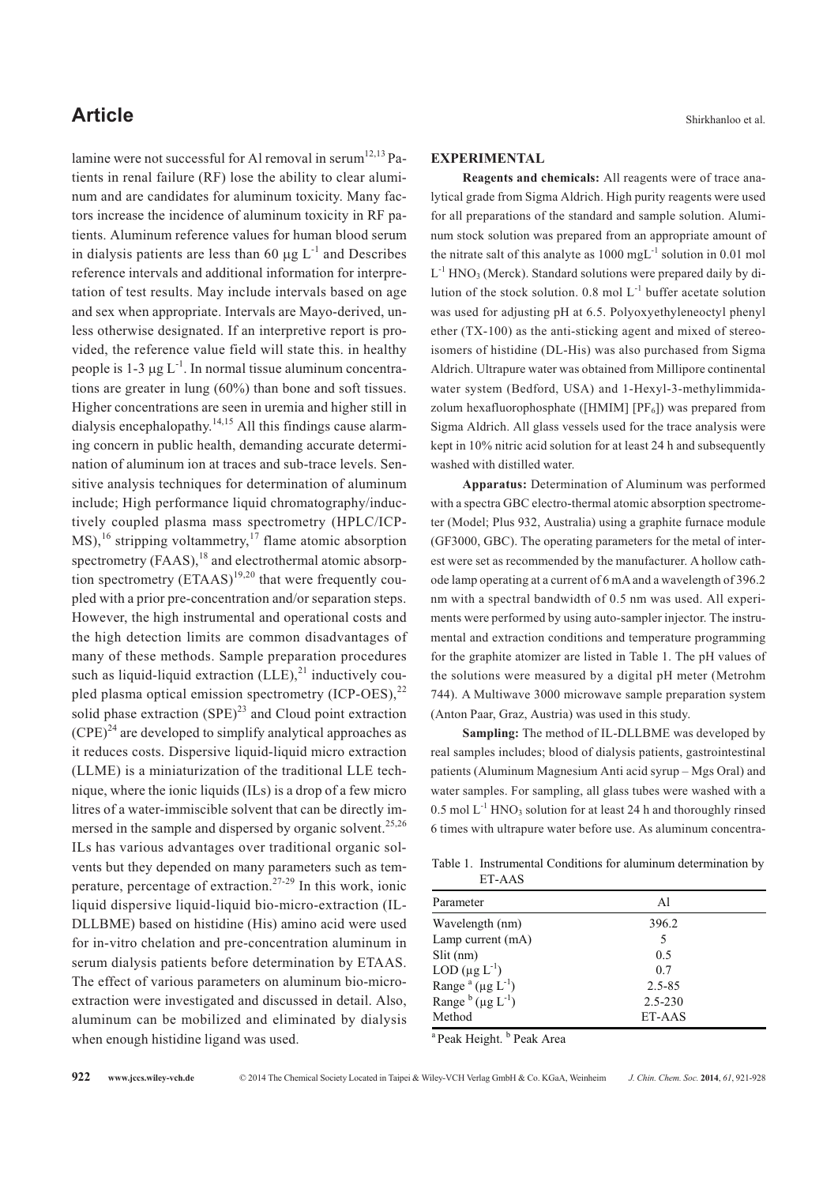lamine were not successful for Al removal in serum[12,13] Patients in renal failure (RF) lose the ability to clear aluminum and are candidates for aluminum toxicity. Many factors increase the incidence of aluminum toxicity in RF patients. Aluminum reference values for human blood serum in dialysis patients are less than 60 μg $L^{-1}$ and Describes reference intervals and additional information for interpretation of test results. May include intervals based on age and sex when appropriate. Intervals are Mayo-derived, unless otherwise designated. If an interpretive report is provided, the reference value field will state this. in healthy people is 1-3 μg $L^{-1}$. In normal tissue aluminum concentrations are greater in lung (60%) than bone and soft tissues. Higher concentrations are seen in uremia and higher still in dialysis encephalopathy.[14,15] All this findings cause alarming concern in public health, demanding accurate determination of aluminum ion at traces and sub-trace levels. Sensitive analysis techniques for determination of aluminum include; High performance liquid chromatography/inductively coupled plasma mass spectrometry (HPLC/ICP-MS),[16] stripping voltammetry,[17] flame atomic absorption spectrometry (FAAS),[18] and electrothermal atomic absorption spectrometry (ETAAS)[19,20] that were frequently coupled with a prior pre-concentration and/or separation steps. However, the high instrumental and operational costs and the high detection limits are common disadvantages of many of these methods. Sample preparation procedures such as liquid-liquid extraction (LLE),[21] inductively coupled plasma optical emission spectrometry (ICP-OES),[22] solid phase extraction (SPE)[23] and Cloud point extraction (CPE)[24] are developed to simplify analytical approaches as it reduces costs. Dispersive liquid-liquid micro extraction (LLME) is a miniaturization of the traditional LLE technique, where the ionic liquids (ILs) is a drop of a few micro litres of a water-immiscible solvent that can be directly immersed in the sample and dispersed by organic solvent.[25,26] ILs has various advantages over traditional organic solvents but they depended on many parameters such as temperature, percentage of extraction.[27-29] In this work, ionic liquid dispersive liquid-liquid bio-micro-extraction (IL-DLLBME) based on histidine (His) amino acid were used for in-vitro chelation and pre-concentration aluminum in serum dialysis patients before determination by ETAAS. The effect of various parameters on aluminum bio-micro-extraction were investigated and discussed in detail. Also, aluminum can be mobilized and eliminated by dialysis when enough histidine ligand was used.

## EXPERIMENTAL

**Reagents and chemicals:** All reagents were of trace analytical grade from Sigma Aldrich. High purity reagents were used for all preparations of the standard and sample solution. Aluminum stock solution was prepared from an appropriate amount of the nitrate salt of this analyte as 1000 $mgL^{-1}$ solution in 0.01 mol $L^{-1}$ $HNO_3$ (Merck). Standard solutions were prepared daily by dilution of the stock solution. 0.8 mol $L^{-1}$ buffer acetate solution was used for adjusting pH at 6.5. Polyoxyethyleneoctyl phenyl ether (TX-100) as the anti-sticking agent and mixed of stereoisomers of histidine (DL-His) was also purchased from Sigma Aldrich. Ultrapure water was obtained from Millipore continental water system (Bedford, USA) and 1-Hexyl-3-methylimmidazolum hexafluorophosphate ($[HMIM][PF_6]$) was prepared from Sigma Aldrich. All glass vessels used for the trace analysis were kept in 10% nitric acid solution for at least 24 h and subsequently washed with distilled water.

**Apparatus:** Determination of Aluminum was performed with a spectra GBC electro-thermal atomic absorption spectrometer (Model; Plus 932, Australia) using a graphite furnace module (GF3000, GBC). The operating parameters for the metal of interest were set as recommended by the manufacturer. A hollow cathode lamp operating at a current of 6 mA and a wavelength of 396.2 nm with a spectral bandwidth of 0.5 nm was used. All experiments were performed by using auto-sampler injector. The instrumental and extraction conditions and temperature programming for the graphite atomizer are listed in Table 1. The pH values of the solutions were measured by a digital pH meter (Metrohm 744). A Multiwave 3000 microwave sample preparation system (Anton Paar, Graz, Austria) was used in this study.

**Sampling:** The method of IL-DLLBME was developed by real samples includes; blood of dialysis patients, gastrointestinal patients (Aluminum Magnesium Anti acid syrup – Mgs Oral) and water samples. For sampling, all glass tubes were washed with a 0.5 mol $L^{-1}$ $HNO_3$ solution for at least 24 h and thoroughly rinsed 6 times with ultrapure water before use. As aluminum concentra-

Table 1. Instrumental Conditions for aluminum determination by ET-AAS

| Parameter | Al |
|---|---|
| Wavelength (nm) | 396.2 |
| Lamp current (mA) | 5 |
| Slit (nm) | 0.5 |
| LOD (μg $L^{-1}$) | 0.7 |
| Range [a] (μg $L^{-1}$) | 2.5-85 |
| Range [b] (μg $L^{-1}$) | 2.5-230 |
| Method | ET-AAS |

[a] Peak Height. [b] Peak Area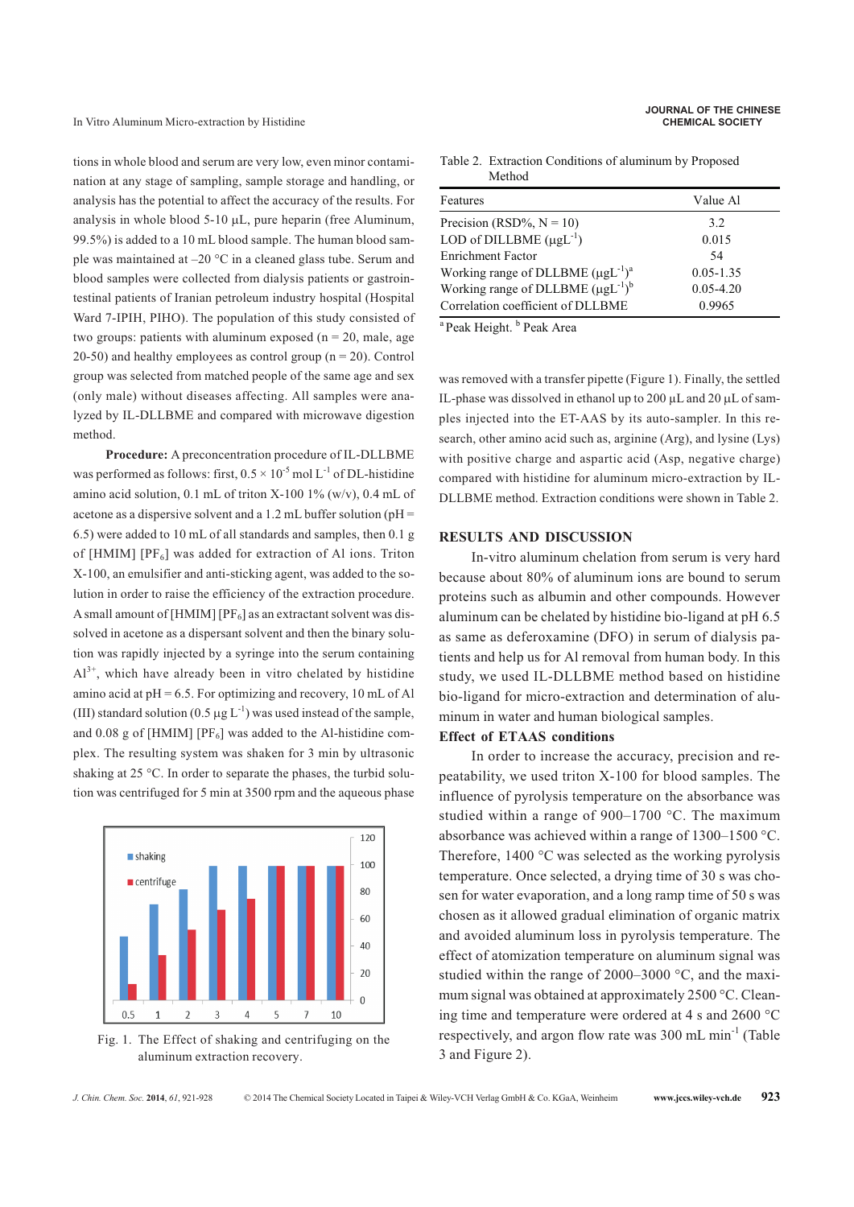tions in whole blood and serum are very low, even minor contamination at any stage of sampling, sample storage and handling, or analysis has the potential to affect the accuracy of the results. For analysis in whole blood 5-10 μL, pure heparin (free Aluminum, 99.5%) is added to a 10 mL blood sample. The human blood sample was maintained at –20 °C in a cleaned glass tube. Serum and blood samples were collected from dialysis patients or gastrointestinal patients of Iranian petroleum industry hospital (Hospital Ward 7-IPIH, PIHO). The population of this study consisted of two groups: patients with aluminum exposed (n = 20, male, age 20-50) and healthy employees as control group (n = 20). Control group was selected from matched people of the same age and sex (only male) without diseases affecting. All samples were analyzed by IL-DLLBME and compared with microwave digestion method.

**Procedure:** A preconcentration procedure of IL-DLLBME was performed as follows: first, $0.5 \times 10^{-5}$ mol $L^{-1}$ of DL-histidine amino acid solution, 0.1 mL of triton X-100 1% (w/v), 0.4 mL of acetone as a dispersive solvent and a 1.2 mL buffer solution (pH = 6.5) were added to 10 mL of all standards and samples, then 0.1 g of [HMIM] [$PF_6$] was added for extraction of Al ions. Triton X-100, an emulsifier and anti-sticking agent, was added to the solution in order to raise the efficiency of the extraction procedure. A small amount of [HMIM] [$PF_6$] as an extractant solvent was dissolved in acetone as a dispersant solvent and then the binary solution was rapidly injected by a syringe into the serum containing $Al^{3+}$, which have already been in vitro chelated by histidine amino acid at pH = 6.5. For optimizing and recovery, 10 mL of Al (III) standard solution (0.5 μg $L^{-1}$) was used instead of the sample, and 0.08 g of [HMIM] [$PF_6$] was added to the Al-histidine complex. The resulting system was shaken for 3 min by ultrasonic shaking at 25 °C. In order to separate the phases, the turbid solution was centrifuged for 5 min at 3500 rpm and the aqueous phase was removed with a transfer pipette (Figure 1). Finally, the settled IL-phase was dissolved in ethanol up to 200 μL and 20 μL of samples injected into the ET-AAS by its auto-sampler. In this research, other amino acid such as, arginine (Arg), and lysine (Lys) with positive charge and aspartic acid (Asp, negative charge) compared with histidine for aluminum micro-extraction by IL-DLLBME method. Extraction conditions were shown in Table 2.

Fig. 1. The Effect of shaking and centrifuging on the aluminum extraction recovery.

Table 2. Extraction Conditions of aluminum by Proposed Method

| Features | Value Al |
|---|---|
| Precision (RSD%, N = 10) | 3.2 |
| LOD of DILLBME (μg$L^{-1}$) | 0.015 |
| Enrichment Factor | 54 |
| Working range of DLLBME (μg$L^{-1}$)[a] | 0.05-1.35 |
| Working range of DLLBME (μg$L^{-1}$)[b] | 0.05-4.20 |
| Correlation coefficient of DLLBME | 0.9965 |

[a] Peak Height. [b] Peak Area

## RESULTS AND DISCUSSION

In-vitro aluminum chelation from serum is very hard because about 80% of aluminum ions are bound to serum proteins such as albumin and other compounds. However aluminum can be chelated by histidine bio-ligand at pH 6.5 as same as deferoxamine (DFO) in serum of dialysis patients and help us for Al removal from human body. In this study, we used IL-DLLBME method based on histidine bio-ligand for micro-extraction and determination of aluminum in water and human biological samples.

### Effect of ETAAS conditions

In order to increase the accuracy, precision and repeatability, we used triton X-100 for blood samples. The influence of pyrolysis temperature on the absorbance was studied within a range of 900–1700 °C. The maximum absorbance was achieved within a range of 1300–1500 °C. Therefore, 1400 °C was selected as the working pyrolysis temperature. Once selected, a drying time of 30 s was chosen for water evaporation, and a long ramp time of 50 s was chosen as it allowed gradual elimination of organic matrix and avoided aluminum loss in pyrolysis temperature. The effect of atomization temperature on aluminum signal was studied within the range of 2000–3000 °C, and the maximum signal was obtained at approximately 2500 °C. Cleaning time and temperature were ordered at 4 s and 2600 °C respectively, and argon flow rate was 300 mL $min^{-1}$ (Table 3 and Figure 2).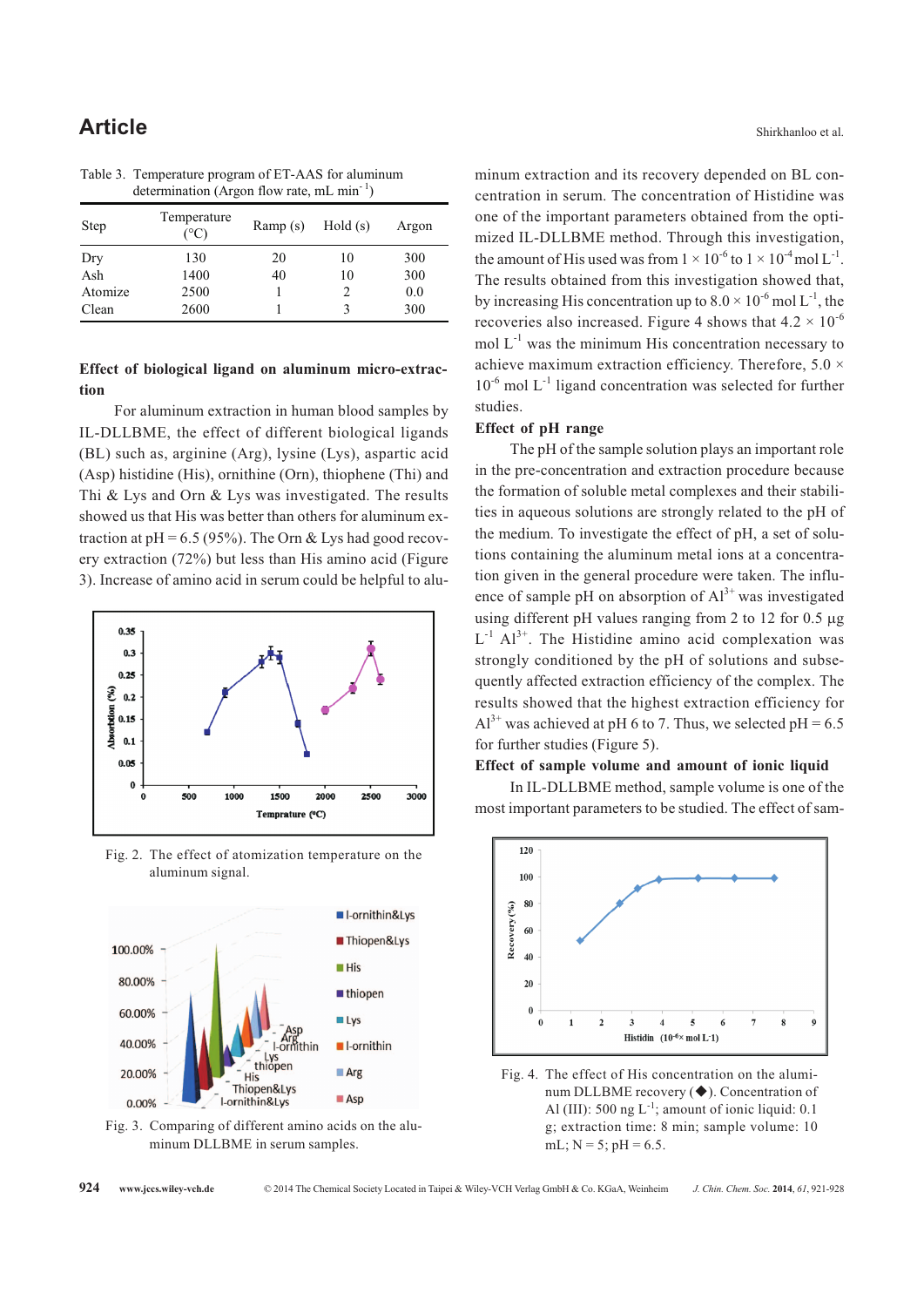Table 3. Temperature program of ET-AAS for aluminum determination (Argon flow rate, mL min$^{-1}$)

| Step | Temperature (°C) | Ramp (s) | Hold (s) | Argon |
|---|---|---|---|---|
| Dry | 130 | 20 | 10 | 300 |
| Ash | 1400 | 40 | 10 | 300 |
| Atomize | 2500 | 1 | 2 | 0.0 |
| Clean | 2600 | 1 | 3 | 300 |

### Effect of biological ligand on aluminum micro-extraction

For aluminum extraction in human blood samples by IL-DLLBME, the effect of different biological ligands (BL) such as, arginine (Arg), lysine (Lys), aspartic acid (Asp) histidine (His), ornithine (Orn), thiophene (Thi) and Thi & Lys and Orn & Lys was investigated. The results showed us that His was better than others for aluminum extraction at pH = 6.5 (95%). The Orn & Lys had good recovery extraction (72%) but less than His amino acid (Figure 3). Increase of amino acid in serum could be helpful to aluminum extraction and its recovery depended on BL concentration in serum. The concentration of Histidine was one of the important parameters obtained from the optimized IL-DLLBME method. Through this investigation, the amount of His used was from $1 \times 10^{-6}$ to $1 \times 10^{-4}$ mol L$^{-1}$. The results obtained from this investigation showed that, by increasing His concentration up to $8.0 \times 10^{-6}$ mol L$^{-1}$, the recoveries also increased. Figure 4 shows that $4.2 \times 10^{-6}$ mol L$^{-1}$ was the minimum His concentration necessary to achieve maximum extraction efficiency. Therefore, $5.0 \times 10^{-6}$ mol L$^{-1}$ ligand concentration was selected for further studies.

Fig. 2. The effect of atomization temperature on the aluminum signal.

Fig. 3. Comparing of different amino acids on the aluminum DLLME in serum samples.

### Effect of pH range

The pH of the sample solution plays an important role in the pre-concentration and extraction procedure because the formation of soluble metal complexes and their stabilities in aqueous solutions are strongly related to the pH of the medium. To investigate the effect of pH, a set of solutions containing the aluminum metal ions at a concentration given in the general procedure were taken. The influence of sample pH on absorption of $Al^{3+}$ was investigated using different pH values ranging from 2 to 12 for 0.5 μg L$^{-1}$ $Al^{3+}$. The Histidine amino acid complexation was strongly conditioned by the pH of solutions and subsequently affected extraction efficiency of the complex. The results showed that the highest extraction efficiency for $Al^{3+}$ was achieved at pH 6 to 7. Thus, we selected pH = 6.5 for further studies (Figure 5).

### Effect of sample volume and amount of ionic liquid

In IL-DLLBME method, sample volume is one of the most important parameters to be studied. The effect of sam-

Fig. 4. The effect of His concentration on the aluminum DLLBME recovery (◆). Concentration of Al (III): 500 ng L$^{-1}$; amount of ionic liquid: 0.1 g; extraction time: 8 min; sample volume: 10 mL; N = 5; pH = 6.5.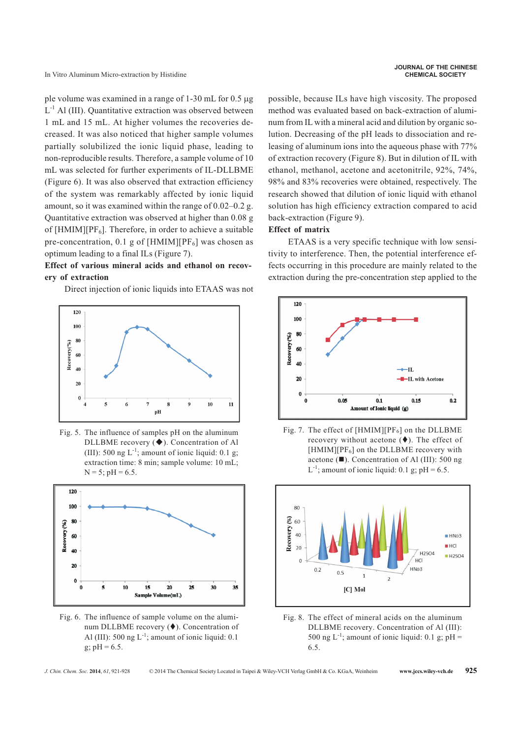ple volume was examined in a range of 1-30 mL for 0.5 μg $L^{-1}$ Al (III). Quantitative extraction was observed between 1 mL and 15 mL. At higher volumes the recoveries decreased. It was also noticed that higher sample volumes partially solubilized the ionic liquid phase, leading to non-reproducible results. Therefore, a sample volume of 10 mL was selected for further experiments of IL-DLLBME (Figure 6). It was also observed that extraction efficiency of the system was remarkably affected by ionic liquid amount, so it was examined within the range of 0.02–0.2 g. Quantitative extraction was observed at higher than 0.08 g of [HMIM][$PF_6$]. Therefore, in order to achieve a suitable pre-concentration, 0.1 g of [HMIM][$PF_6$] was chosen as optimum leading to a final ILs (Figure 7).

**Effect of various mineral acids and ethanol on recovery of extraction**

Direct injection of ionic liquids into ETAAS was not possible, because ILs have high viscosity. The proposed method was evaluated based on back-extraction of aluminum from IL with a mineral acid and dilution by organic solution. Decreasing of the pH leads to dissociation and releasing of aluminum ions into the aqueous phase with 77% of extraction recovery (Figure 8). But in dilution of IL with ethanol, methanol, acetone and acetonitrile, 92%, 74%, 98% and 83% recoveries were obtained, respectively. The research showed that dilution of ionic liquid with ethanol solution has high efficiency extraction compared to acid back-extraction (Figure 9).

**Effect of matrix**

ETAAS is a very specific technique with low sensitivity to interference. Then, the potential interference effects occurring in this procedure are mainly related to the extraction during the pre-concentration step applied to the

Fig. 5. The influence of samples pH on the aluminum DLLBME recovery (◆). Concentration of Al (III): 500 ng $L^{-1}$; amount of ionic liquid: 0.1 g; extraction time: 8 min; sample volume: 10 mL; N = 5; pH = 6.5.

Fig. 7. The effect of [HMIM][$PF_6$] on the DLLBME recovery without acetone (♦). The effect of [HMIM][$PF_6$] on the DLLBME recovery with acetone (■). Concentration of Al (III): 500 ng $L^{-1}$; amount of ionic liquid: 0.1 g; pH = 6.5.

Fig. 6. The influence of sample volume on the aluminum DLLBME recovery (♦). Concentration of Al (III): 500 ng $L^{-1}$; amount of ionic liquid: 0.1 g; pH = 6.5.

Fig. 8. The effect of mineral acids on the aluminum DLLBME recovery. Concentration of Al (III): 500 ng $L^{-1}$; amount of ionic liquid: 0.1 g; pH = 6.5.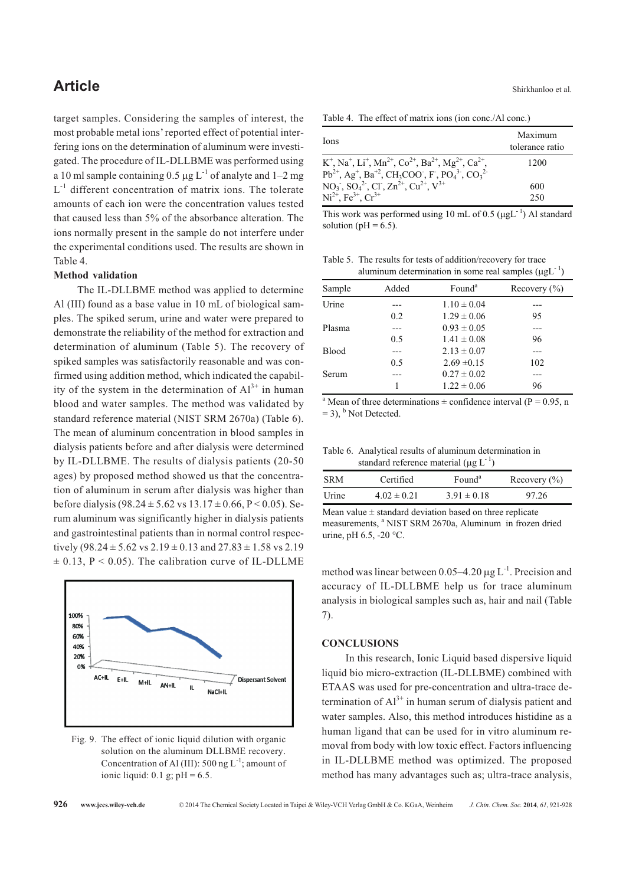target samples. Considering the samples of interest, the most probable metal ions' reported effect of potential interfering ions on the determination of aluminum were investigated. The procedure of IL-DLLBME was performed using a 10 ml sample containing 0.5 μg $L^{-1}$ of analyte and 1–2 mg $L^{-1}$ different concentration of matrix ions. The tolerate amounts of each ion were the concentration values tested that caused less than 5% of the absorbance alteration. The ions normally present in the sample do not interfere under the experimental conditions used. The results are shown in Table 4.

**Method validation**

The IL-DLLBME method was applied to determine Al (III) found as a base value in 10 mL of biological samples. The spiked serum, urine and water were prepared to demonstrate the reliability of the method for extraction and determination of aluminum (Table 5). The recovery of spiked samples was satisfactorily reasonable and was confirmed using addition method, which indicated the capability of the system in the determination of $Al^{3+}$ in human blood and water samples. The method was validated by standard reference material (NIST SRM 2670a) (Table 6). The mean of aluminum concentration in blood samples in dialysis patients before and after dialysis were determined by IL-DLLBME. The results of dialysis patients (20-50 ages) by proposed method showed us that the concentration of aluminum in serum after dialysis was higher than before dialysis (98.24 ± 5.62 vs 13.17 ± 0.66, $P < 0.05$). Serum aluminum was significantly higher in dialysis patients and gastrointestinal patients than in normal control respectively (98.24 ± 5.62 vs 2.19 ± 0.13 and 27.83 ± 1.58 vs 2.19 ± 0.13, $P < 0.05$). The calibration curve of IL-DLLME method was linear between 0.05–4.20 μg $L^{-1}$. Precision and accuracy of IL-DLLBME help us for trace aluminum analysis in biological samples such as, hair and nail (Table 7).

Fig. 9. The effect of ionic liquid dilution with organic solution on the aluminum DLLBME recovery. Concentration of Al (III): 500 ng $L^{-1}$; amount of ionic liquid: 0.1 g; pH = 6.5.

Table 4. The effect of matrix ions (ion conc./Al conc.)

| Ions | Maximum tolerance ratio |
|---|---|
| $K^+$, $Na^+$, $Li^+$, $Mn^{2+}$, $Co^{2+}$, $Ba^{2+}$, $Mg^{2+}$, $Ca^{2+}$, $Pb^{2+}$, $Ag^+$, $Ba^{+2}$, $CH_3COO^-$, $F^-$, $PO_4^{3-}$, $CO_3^{2-}$ | 1200 |
| $NO_3^-$, $SO_4^{2-}$, $Cl^-$, $Zn^{2+}$, $Cu^{2+}$, $V^{3+}$ | 600 |
| $Ni^{2+}$, $Fe^{3+}$, $Cr^{3+}$ | 250 |

This work was performed using 10 mL of 0.5 (μg$L^{-1}$) Al standard solution (pH = 6.5).

Table 5. The results for tests of addition/recovery for trace aluminum determination in some real samples (μg$L^{-1}$)

| Sample | Added | Found[a] | Recovery (%) |
|---|---|---|---|
| Urine | --- | 1.10 ± 0.04 | --- |
| | 0.2 | 1.29 ± 0.06 | 95 |
| Plasma | --- | 0.93 ± 0.05 | --- |
| | 0.5 | 1.41 ± 0.08 | 96 |
| Blood | --- | 2.13 ± 0.07 | --- |
| | 0.5 | 2.69 ±0.15 | 102 |
| Serum | --- | 0.27 ± 0.02 | --- |
| | 1 | 1.22 ± 0.06 | 96 |

[a] Mean of three determinations ± confidence interval (P = 0.95, n = 3), [b] Not Detected.

Table 6. Analytical results of aluminum determination in standard reference material (μg $L^{-1}$)

| SRM | Certified | Found[a] | Recovery (%) |
|---|---|---|---|
| Urine | 4.02 ± 0.21 | 3.91 ± 0.18 | 97.26 |

Mean value ± standard deviation based on three replicate measurements, [a] NIST SRM 2670a, Aluminum in frozen dried urine, pH 6.5, -20 °C.

## CONCLUSIONS

In this research, Ionic Liquid based dispersive liquid liquid bio micro-extraction (IL-DLLBME) combined with ETAAS was used for pre-concentration and ultra-trace determination of $Al^{3+}$ in human serum of dialysis patient and water samples. Also, this method introduces histidine as a human ligand that can be used for in vitro aluminum removal from body with low toxic effect. Factors influencing in IL-DLLBME method was optimized. The proposed method has many advantages such as; ultra-trace analysis,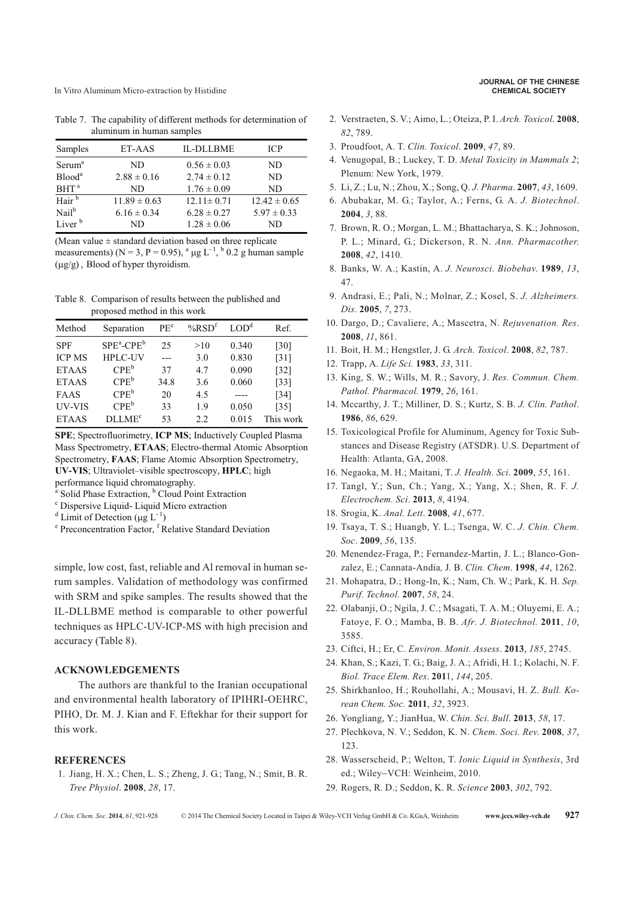Table 7. The capability of different methods for determination of aluminum in human samples

| Samples | ET-AAS | IL-DLLBME | ICP |
|---|---|---|---|
| Serum[a] | ND | $0.56 \pm 0.03$ | ND |
| Blood[a] | $2.88 \pm 0.16$ | $2.74 \pm 0.12$ | ND |
| BHT[a] | ND | $1.76 \pm 0.09$ | ND |
| Hair[b] | $11.89 \pm 0.63$ | $12.11 \pm 0.71$ | $12.42 \pm 0.65$ |
| Nail[b] | $6.16 \pm 0.34$ | $6.28 \pm 0.27$ | $5.97 \pm 0.33$ |
| Liver[b] | ND | $1.28 \pm 0.06$ | ND |

(Mean value ± standard deviation based on three replicate measurements) (N = 3, P = 0.95), [a] μg $L^{-1}$, [b] 0.2 g human sample (μg/g) , Blood of hyper thyroidism.

Table 8. Comparison of results between the published and proposed method in this work

| Method | Separation | PE[e] | %RSD[f] | LOD[d] | Ref. |
|---|---|---|---|---|---|
| SPF | SPE[a]-CPE[b] | 25 | >10 | 0.340 | [30] |
| ICP MS | HPLC-UV | --- | 3.0 | 0.830 | [31] |
| ETAAS | CPE[b] | 37 | 4.7 | 0.090 | [32] |
| ETAAS | CPE[b] | 34.8 | 3.6 | 0.060 | [33] |
| FAAS | CPE[b] | 20 | 4.5 | ---- | [34] |
| UV-VIS | CPE[b] | 33 | 1.9 | 0.050 | [35] |
| ETAAS | DLLME[c] | 53 | 2.2 | 0.015 | This work |

**SPE**; Spectrofluorimetry, **ICP MS**; Inductively Coupled Plasma Mass Spectrometry, **ETAAS**; Electro-thermal Atomic Absorption Spectrometry, **FAAS**; Flame Atomic Absorption Spectrometry, **UV-VIS**; Ultraviolet–visible spectroscopy, **HPLC**; high performance liquid chromatography.
[a] Solid Phase Extraction, [b] Cloud Point Extraction
[c] Dispersive Liquid- Liquid Micro extraction
[d] Limit of Detection (μg $L^{-1}$)
[e] Preconcentration Factor, [f] Relative Standard Deviation

simple, low cost, fast, reliable and Al removal in human serum samples. Validation of methodology was confirmed with SRM and spike samples. The results showed that the IL-DLLBME method is comparable to other powerful techniques as HPLC-UV-ICP-MS with high precision and accuracy (Table 8).

## ACKNOWLEDGEMENTS

The authors are thankful to the Iranian occupational and environmental health laboratory of IPIHRI-OEHRC, PIHO, Dr. M. J. Kian and F. Eftekhar for their support for this work.

## REFERENCES

1. Jiang, H. X.; Chen, L. S.; Zheng, J. G.; Tang, N.; Smit, B. R. *Tree Physiol*. **2008**, *28*, 17.
2. Verstraeten, S. V.; Aimo, L.; Oteiza, P. I. *Arch. Toxicol*. **2008**, *82*, 789.
3. Proudfoot, A. T. *Clin. Toxicol*. **2009**, *47*, 89.
4. Venugopal, B.; Luckey, T. D. *Metal Toxicity in Mammals 2*; Plenum: New York, 1979.
5. Li, Z.; Lu, N.; Zhou, X.; Song, Q. *J. Pharma*. **2007**, *43*, 1609.
6. Abubakar, M. G.; Taylor, A.; Ferns, G. A. *J. Biotechnol*. **2004**, *3*, 88.
7. Brown, R. O.; Morgan, L. M.; Bhattacharya, S. K.; Johnoson, P. L.; Minard, G.; Dickerson, R. N. *Ann. Pharmacother*. **2008**, *42*, 1410.
8. Banks, W. A.; Kastin, A. *J. Neurosci. Biobehav*. **1989**, *13*, 47.
9. Andrasi, E.; Pali, N.; Molnar, Z.; Kosel, S. *J. Alzheimers. Dis*. **2005**, *7*, 273.
10. Dargo, D.; Cavaliere, A.; Mascetra, N. *Rejuvenation. Res*. **2008**, *11*, 861.
11. Boit, H. M.; Hengstler, J. G. *Arch. Toxicol*. **2008**, *82*, 787.
12. Trapp, A. *Life Sci.* **1983**, *33*, 311.
13. King, S. W.; Wills, M. R.; Savory, J. *Res. Commun. Chem. Pathol. Pharmacol.* **1979**, *26*, 161.
14. Mccarthy, J. T.; Milliner, D. S.; Kurtz, S. B. *J. Clin. Pathol*. **1986**, *86*, 629.
15. Toxicological Profile for Aluminum, Agency for Toxic Substances and Disease Registry (ATSDR). U.S. Department of Health: Atlanta, GA, 2008.
16. Negaoka, M. H.; Maitani, T. *J. Health. Sci*. **2009**, *55*, 161.
17. Tangl, Y.; Sun, Ch.; Yang, X.; Yang, X.; Shen, R. F. *J. Electrochem. Sci*. **2013**, *8*, 4194.
18. Srogia, K. *Anal. Lett*. **2008**, *41*, 677.
19. Tsaya, T. S.; Huangb, Y. L.; Tsenga, W. C. *J. Chin. Chem. Soc*. **2009**, *56*, 135.
20. Menendez-Fraga, P.; Fernandez-Martin, J. L.; Blanco-Gonzalez, E.; Cannata-Andia, J. B. *Clin. Chem*. **1998**, *44*, 1262.
21. Mohapatra, D.; Hong-In, K.; Nam, Ch. W.; Park, K. H. *Sep. Purif. Technol.* **2007**, *58*, 24.
22. Olabanji, O.; Ngila, J. C.; Msagati, T. A. M.; Oluyemi, E. A.; Fatoye, F. O.; Mamba, B. B. *Afr. J. Biotechnol.* **2011**, *10*, 3585.
23. Ciftci, H.; Er, C. *Environ. Monit. Assess*. **2013**, *185*, 2745.
24. Khan, S.; Kazi, T. G.; Baig, J. A.; Afridi, H. I.; Kolachi, N. F. *Biol. Trace Elem. Res*. **2011**, *144*, 205.
25. Shirkhanloo, H.; Rouhollahi, A.; Mousavi, H. Z. *Bull. Korean Chem. Soc.* **2011**, *32*, 3923.
26. Yongliang, Y.; JianHua, W. *Chin. Sci. Bull*. **2013**, *58*, 17.
27. Plechkova, N. V.; Seddon, K. N. *Chem. Soci. Rev*. **2008**, *37*, 123.
28. Wasserscheid, P.; Welton, T. *Ionic Liquid in Synthesis*, 3rd ed.; Wiley−VCH: Weinheim, 2010.
29. Rogers, R. D.; Seddon, K. R. *Science* **2003**, *302*, 792.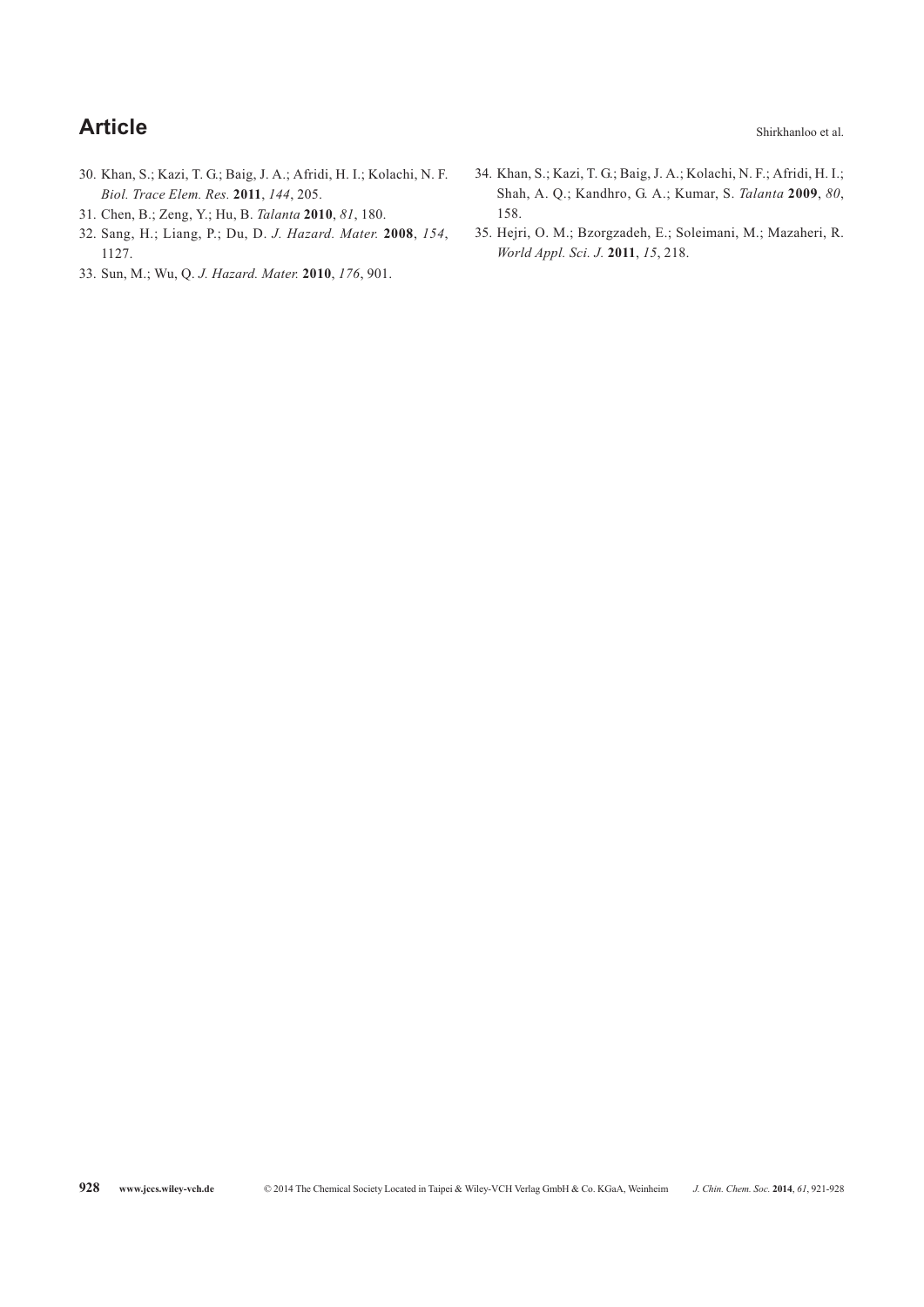30. Khan, S.; Kazi, T. G.; Baig, J. A.; Afridi, H. I.; Kolachi, N. F. *Biol. Trace Elem. Res.* **2011**, *144*, 205.
31. Chen, B.; Zeng, Y.; Hu, B. *Talanta* **2010**, *81*, 180.
32. Sang, H.; Liang, P.; Du, D. *J. Hazard. Mater.* **2008**, *154*, 1127.
33. Sun, M.; Wu, Q. *J. Hazard. Mater.* **2010**, *176*, 901.
34. Khan, S.; Kazi, T. G.; Baig, J. A.; Kolachi, N. F.; Afridi, H. I.; Shah, A. Q.; Kandhro, G. A.; Kumar, S. *Talanta* **2009**, *80*, 158.
35. Hejri, O. M.; Bzorgzadeh, E.; Soleimani, M.; Mazaheri, R. *World Appl. Sci. J.* **2011**, *15*, 218.